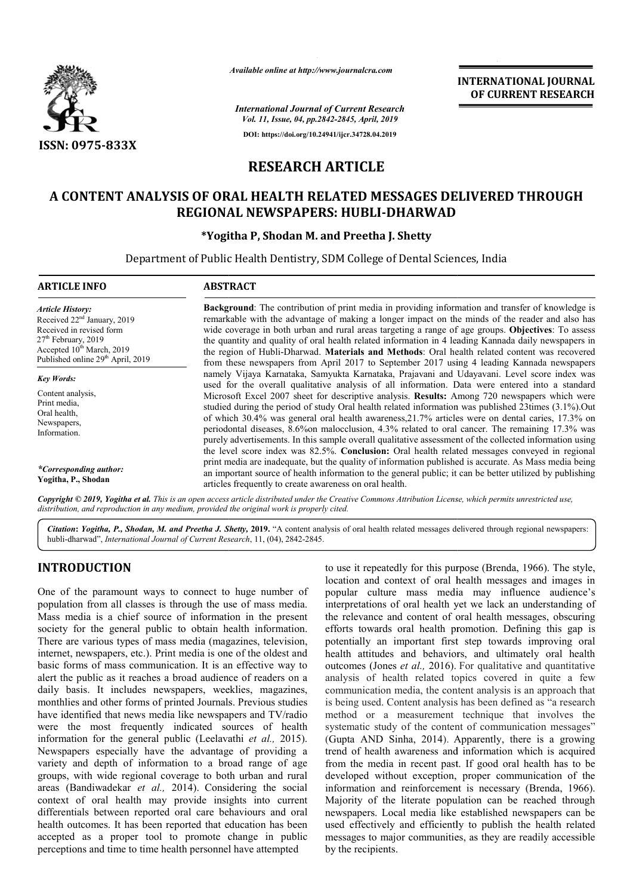**ISSN: 0975-833X**

*Available online at http://www.journalcra.com*

*International Journal of Current Research*
*Vol. 11, Issue, 04, pp.2842-2845, April, 2019*

**DOI: https://doi.org/10.24941/ijcr.34728.04.2019**

**INTERNATIONAL JOURNAL OF CURRENT RESEARCH**

# RESEARCH ARTICLE

# A CONTENT ANALYSIS OF ORAL HEALTH RELATED MESSAGES DELIVERED THROUGH REGIONAL NEWSPAPERS: HUBLI-DHARWAD

**\*Yogitha P, Shodan M. and Preetha J. Shetty**

Department of Public Health Dentistry, SDM College of Dental Sciences, India

## ARTICLE INFO

*Article History:*
Received 22[nd] January, 2019
Received in revised form
27[th] February, 2019
Accepted 10[th] March, 2019
Published online 29[th] April, 2019

*Key Words:*
Content analysis,
Print media,
Oral health,
Newspapers,
Information.

*\*Corresponding author:*
**Yogitha, P., Shodan**

## ABSTRACT

**Background**: The contribution of print media in providing information and transfer of knowledge is remarkable with the advantage of making a longer impact on the minds of the reader and also has wide coverage in both urban and rural areas targeting a range of age groups. **Objectives**: To assess the quantity and quality of oral health related information in 4 leading Kannada daily newspapers in the region of Hubli-Dharwad. **Materials and Methods**: Oral health related content was recovered from these newspapers from April 2017 to September 2017 using 4 leading Kannada newspapers namely Vijaya Karnataka, Samyukta Karnataka, Prajavani and Udayavani. Level score index was used for the overall qualitative analysis of all information. Data were entered into a standard Microsoft Excel 2007 sheet for descriptive analysis. **Results:** Among 720 newspapers which were studied during the period of study Oral health related information was published 23times (3.1%).Out of which 30.4% was general oral health awareness,21.7% articles were on dental caries, 17.3% on periodontal diseases, 8.6%on malocclusion, 4.3% related to oral cancer. The remaining 17.3% was purely advertisements. In this sample overall qualitative assessment of the collected information using the level score index was 82.5%. **Conclusion:** Oral health related messages conveyed in regional print media are inadequate, but the quality of information published is accurate. As Mass media being an important source of health information to the general public; it can be better utilized by publishing articles frequently to create awareness on oral health.

*Copyright © 2019, Yogitha et al. This is an open access article distributed under the Creative Commons Attribution License, which permits unrestricted use, distribution, and reproduction in any medium, provided the original work is properly cited.*

**Citation:** *Yogitha, P., Shodan, M. and Preetha J. Shetty,* **2019.** "A content analysis of oral health related messages delivered through regional newspapers: hubli-dharwad", *International Journal of Current Research*, 11, (04), 2842-2845.

## INTRODUCTION

One of the paramount ways to connect to huge number of population from all classes is through the use of mass media. Mass media is a chief source of information in the present society for the general public to obtain health information. There are various types of mass media (magazines, television, internet, newspapers, etc.). Print media is one of the oldest and basic forms of mass communication. It is an effective way to alert the public as it reaches a broad audience of readers on a daily basis. It includes newspapers, weeklies, magazines, monthlies and other forms of printed Journals. Previous studies have identified that news media like newspapers and TV/radio were the most frequently indicated sources of health information for the general public (Leelavathi *et al.,* 2015). Newspapers especially have the advantage of providing a variety and depth of information to a broad range of age groups, with wide regional coverage to both urban and rural areas (Bandiwadekar *et al.,* 2014). Considering the social context of oral health may provide insights into current differentials between reported oral care behaviours and oral health outcomes. It has been reported that education has been accepted as a proper tool to promote change in public perceptions and time to time health personnel have attempted to use it repeatedly for this purpose (Brenda, 1966). The style, location and context of oral health messages and images in popular culture mass media may influence audience's interpretations of oral health yet we lack an understanding of the relevance and content of oral health messages, obscuring efforts towards oral health promotion. Defining this gap is potentially an important first step towards improving oral health attitudes and behaviors, and ultimately oral health outcomes (Jones *et al.,* 2016). For qualitative and quantitative analysis of health related topics covered in quite a few communication media, the content analysis is an approach that is being used. Content analysis has been defined as "a research method or a measurement technique that involves the systematic study of the content of communication messages" (Gupta AND Sinha, 2014). Apparently, there is a growing trend of health awareness and information which is acquired from the media in recent past. If good oral health has to be developed without exception, proper communication of the information and reinforcement is necessary (Brenda, 1966). Majority of the literate population can be reached through newspapers. Local media like established newspapers can be used effectively and efficiently to publish the health related messages to major communities, as they are readily accessible by the recipients.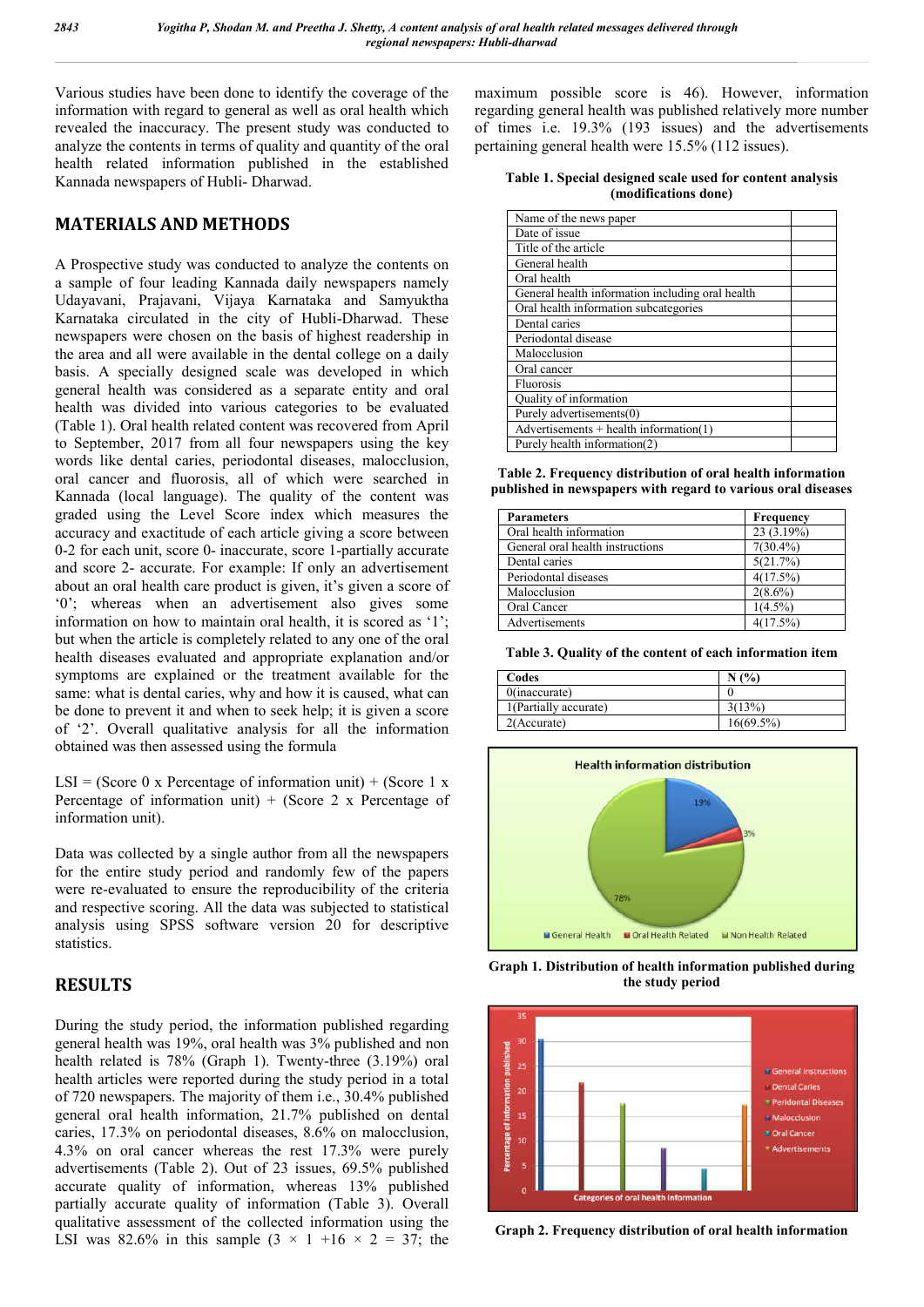Various studies have been done to identify the coverage of the information with regard to general as well as oral health which revealed the inaccuracy. The present study was conducted to analyze the contents in terms of quality and quantity of the oral health related information published in the established Kannada newspapers of Hubli- Dharwad.

## MATERIALS AND METHODS

A Prospective study was conducted to analyze the contents on a sample of four leading Kannada daily newspapers namely Udayavani, Prajavani, Vijaya Karnataka and Samyuktha Karnataka circulated in the city of Hubli-Dharwad. These newspapers were chosen on the basis of highest readership in the area and all were available in the dental college on a daily basis. A specially designed scale was developed in which general health was considered as a separate entity and oral health was divided into various categories to be evaluated (Table 1). Oral health related content was recovered from April to September, 2017 from all four newspapers using the key words like dental caries, periodontal diseases, malocclusion, oral cancer and fluorosis, all of which were searched in Kannada (local language). The quality of the content was graded using the Level Score index which measures the accuracy and exactitude of each article giving a score between 0-2 for each unit, score 0- inaccurate, score 1-partially accurate and score 2- accurate. For example: If only an advertisement about an oral health care product is given, it's given a score of '0'; whereas when an advertisement also gives some information on how to maintain oral health, it is scored as '1'; but when the article is completely related to any one of the oral health diseases evaluated and appropriate explanation and/or symptoms are explained or the treatment available for the same: what is dental caries, why and how it is caused, what can be done to prevent it and when to seek help; it is given a score of '2'. Overall qualitative analysis for all the information obtained was then assessed using the formula

LSI = (Score 0 x Percentage of information unit) + (Score 1 x Percentage of information unit) + (Score 2 x Percentage of information unit).

Data was collected by a single author from all the newspapers for the entire study period and randomly few of the papers were re-evaluated to ensure the reproducibility of the criteria and respective scoring. All the data was subjected to statistical analysis using SPSS software version 20 for descriptive statistics.

## RESULTS

During the study period, the information published regarding general health was 19%, oral health was 3% published and non health related is 78% (Graph 1). Twenty-three (3.19%) oral health articles were reported during the study period in a total of 720 newspapers. The majority of them i.e., 30.4% published general oral health information, 21.7% published on dental caries, 17.3% on periodontal diseases, 8.6% on malocclusion, 4.3% on oral cancer whereas the rest 17.3% were purely advertisements (Table 2). Out of 23 issues, 69.5% published accurate quality of information, whereas 13% published partially accurate quality of information (Table 3). Overall qualitative assessment of the collected information using the LSI was 82.6% in this sample ($3 \times 1 + 16 \times 2 = 37$; the maximum possible score is 46). However, information regarding general health was published relatively more number of times i.e. 19.3% (193 issues) and the advertisements pertaining general health were 15.5% (112 issues).

**Table 1. Special designed scale used for content analysis (modifications done)**

| | |
|---|---|
| Name of the news paper | |
| Date of issue | |
| Title of the article | |
| General health | |
| Oral health | |
| General health information including oral health | |
| Oral health information subcategories | |
| Dental caries | |
| Periodontal disease | |
| Malocclusion | |
| Oral cancer | |
| Fluorosis | |
| Quality of information | |
| Purely advertisements(0) | |
| Advertisements + health information(1) | |
| Purely health information(2) | |

**Table 2. Frequency distribution of oral health information published in newspapers with regard to various oral diseases**

| Parameters | Frequency |
|---|---|
| Oral health information | 23 (3.19%) |
| General oral health instructions | 7(30.4%) |
| Dental caries | 5(21.7%) |
| Periodontal diseases | 4(17.5%) |
| Malocclusion | 2(8.6%) |
| Oral Cancer | 1(4.5%) |
| Advertisements | 4(17.5%) |

**Table 3. Quality of the content of each information item**

| Codes | N (%) |
|---|---|
| 0(inaccurate) | 0 |
| 1(Partially accurate) | 3(13%) |
| 2(Accurate) | 16(69.5%) |

**Graph 1. Distribution of health information published during the study period**

**Graph 2. Frequency distribution of oral health information**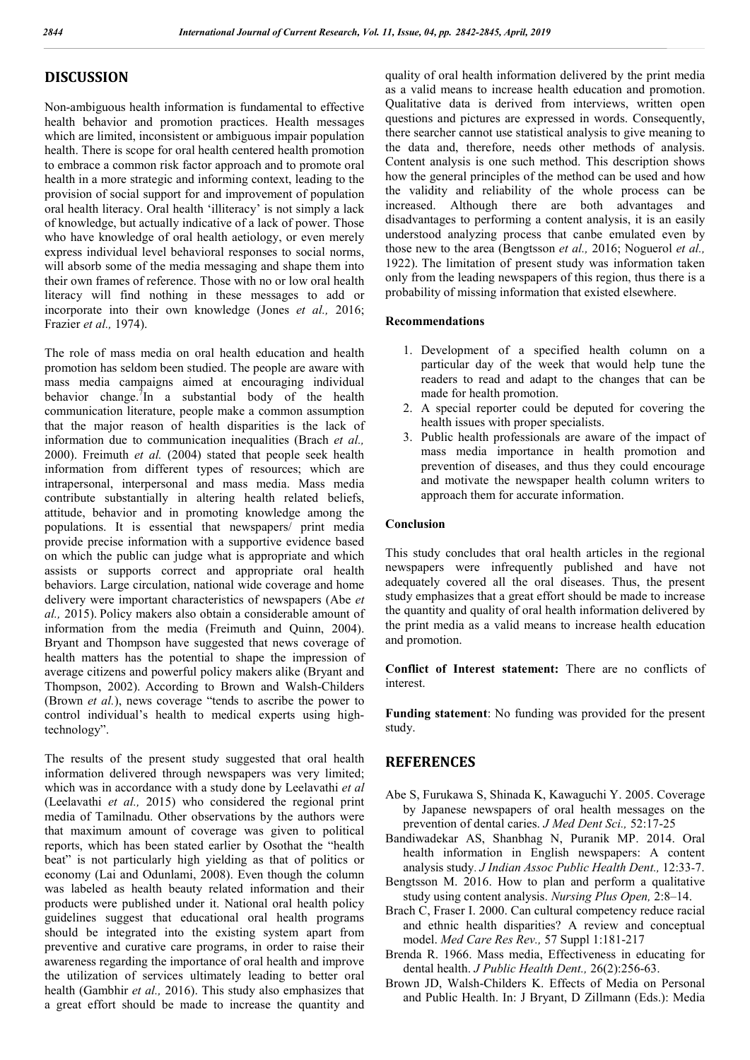## DISCUSSION

Non-ambiguous health information is fundamental to effective health behavior and promotion practices. Health messages which are limited, inconsistent or ambiguous impair population health. There is scope for oral health centered health promotion to embrace a common risk factor approach and to promote oral health in a more strategic and informing context, leading to the provision of social support for and improvement of population oral health literacy. Oral health 'illiteracy' is not simply a lack of knowledge, but actually indicative of a lack of power. Those who have knowledge of oral health aetiology, or even merely express individual level behavioral responses to social norms, will absorb some of the media messaging and shape them into their own frames of reference. Those with no or low oral health literacy will find nothing in these messages to add or incorporate into their own knowledge (Jones *et al.,* 2016; Frazier *et al.,* 1974).

The role of mass media on oral health education and health promotion has seldom been studied. The people are aware with mass media campaigns aimed at encouraging individual behavior change.[7]In a substantial body of the health communication literature, people make a common assumption that the major reason of health disparities is the lack of information due to communication inequalities (Brach *et al.,* 2000). Freimuth *et al.* (2004) stated that people seek health information from different types of resources; which are intrapersonal, interpersonal and mass media. Mass media contribute substantially in altering health related beliefs, attitude, behavior and in promoting knowledge among the populations. It is essential that newspapers/ print media provide precise information with a supportive evidence based on which the public can judge what is appropriate and which assists or supports correct and appropriate oral health behaviors. Large circulation, national wide coverage and home delivery were important characteristics of newspapers (Abe *et al.,* 2015). Policy makers also obtain a considerable amount of information from the media (Freimuth and Quinn, 2004). Bryant and Thompson have suggested that news coverage of health matters has the potential to shape the impression of average citizens and powerful policy makers alike (Bryant and Thompson, 2002). According to Brown and Walsh-Childers (Brown *et al.*), news coverage "tends to ascribe the power to control individual's health to medical experts using high-technology".

The results of the present study suggested that oral health information delivered through newspapers was very limited; which was in accordance with a study done by Leelavathi *et al* (Leelavathi *et al.,* 2015) who considered the regional print media of Tamilnadu. Other observations by the authors were that maximum amount of coverage was given to political reports, which has been stated earlier by Osothat the "health beat" is not particularly high yielding as that of politics or economy (Lai and Odunlami, 2008). Even though the column was labeled as health beauty related information and their products were published under it. National oral health policy guidelines suggest that educational oral health programs should be integrated into the existing system apart from preventive and curative care programs, in order to raise their awareness regarding the importance of oral health and improve the utilization of services ultimately leading to better oral health (Gambhir *et al.,* 2016). This study also emphasizes that a great effort should be made to increase the quantity and quality of oral health information delivered by the print media as a valid means to increase health education and promotion. Qualitative data is derived from interviews, written open questions and pictures are expressed in words. Consequently, there searcher cannot use statistical analysis to give meaning to the data and, therefore, needs other methods of analysis. Content analysis is one such method. This description shows how the general principles of the method can be used and how the validity and reliability of the whole process can be increased. Although there are both advantages and disadvantages to performing a content analysis, it is an easily understood analyzing process that canbe emulated even by those new to the area (Bengtsson *et al.,* 2016; Noguerol *et al.,* 1922). The limitation of present study was information taken only from the leading newspapers of this region, thus there is a probability of missing information that existed elsewhere.

### Recommendations

1. Development of a specified health column on a particular day of the week that would help tune the readers to read and adapt to the changes that can be made for health promotion.
2. A special reporter could be deputed for covering the health issues with proper specialists.
3. Public health professionals are aware of the impact of mass media importance in health promotion and prevention of diseases, and thus they could encourage and motivate the newspaper health column writers to approach them for accurate information.

### Conclusion

This study concludes that oral health articles in the regional newspapers were infrequently published and have not adequately covered all the oral diseases. Thus, the present study emphasizes that a great effort should be made to increase the quantity and quality of oral health information delivered by the print media as a valid means to increase health education and promotion.

**Conflict of Interest statement:** There are no conflicts of interest.

**Funding statement**: No funding was provided for the present study.

## REFERENCES

Abe S, Furukawa S, Shinada K, Kawaguchi Y. 2005. Coverage by Japanese newspapers of oral health messages on the prevention of dental caries. *J Med Dent Sci.,* 52:17-25

Bandiwadekar AS, Shanbhag N, Puranik MP. 2014. Oral health information in English newspapers: A content analysis study. *J Indian Assoc Public Health Dent.,* 12:33-7.

Bengtsson M. 2016. How to plan and perform a qualitative study using content analysis. *Nursing Plus Open,* 2:8–14.

Brach C, Fraser I. 2000. Can cultural competency reduce racial and ethnic health disparities? A review and conceptual model. *Med Care Res Rev.,* 57 Suppl 1:181-217

Brenda R. 1966. Mass media, Effectiveness in educating for dental health. *J Public Health Dent.,* 26(2):256-63.

Brown JD, Walsh-Childers K. Effects of Media on Personal and Public Health. In: J Bryant, D Zillmann (Eds.): Media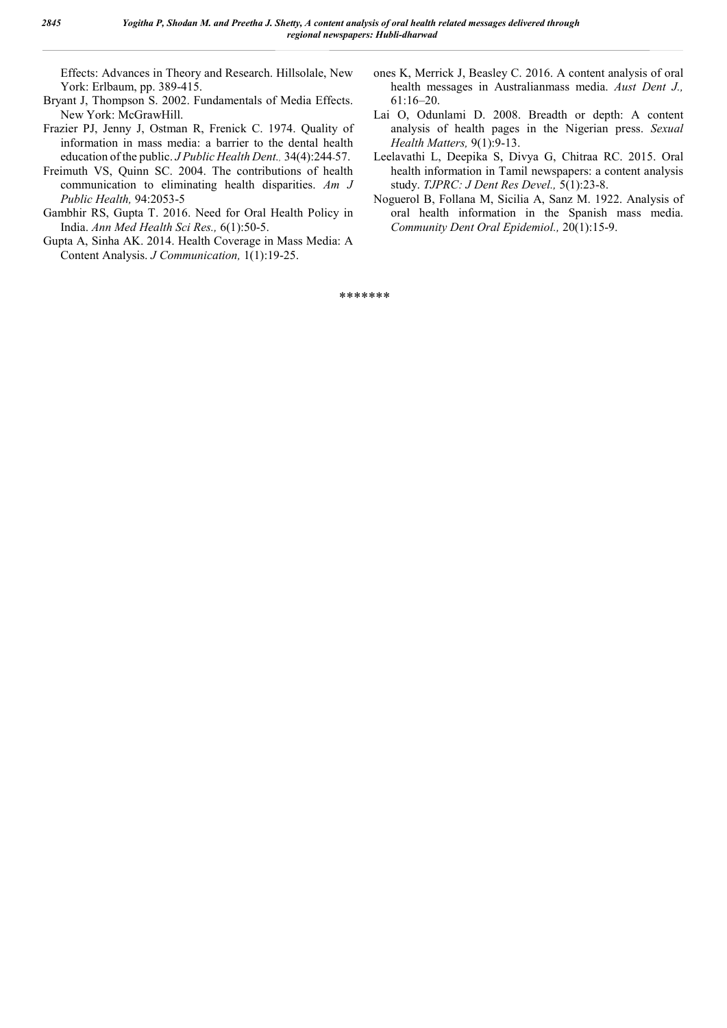Effects: Advances in Theory and Research. Hillsolale, New York: Erlbaum, pp. 389-415.

Bryant J, Thompson S. 2002. Fundamentals of Media Effects. New York: McGrawHill.

Frazier PJ, Jenny J, Ostman R, Frenick C. 1974. Quality of information in mass media: a barrier to the dental health education of the public. *J Public Health Dent.,* 34(4):244-57.

Freimuth VS, Quinn SC. 2004. The contributions of health communication to eliminating health disparities. *Am J Public Health,* 94:2053-5

Gambhir RS, Gupta T. 2016. Need for Oral Health Policy in India. *Ann Med Health Sci Res.,* 6(1):50-5.

Gupta A, Sinha AK. 2014. Health Coverage in Mass Media: A Content Analysis. *J Communication,* 1(1):19-25.

ones K, Merrick J, Beasley C. 2016. A content analysis of oral health messages in Australianmass media. *Aust Dent J.,* 61:16–20.

Lai O, Odunlami D. 2008. Breadth or depth: A content analysis of health pages in the Nigerian press. *Sexual Health Matters,* 9(1):9-13.

Leelavathi L, Deepika S, Divya G, Chitraa RC. 2015. Oral health information in Tamil newspapers: a content analysis study. *TJPRC: J Dent Res Devel.,* 5(1):23-8.

Noguerol B, Follana M, Sicilia A, Sanz M. 1922. Analysis of oral health information in the Spanish mass media. *Community Dent Oral Epidemiol.,* 20(1):15-9.

*******